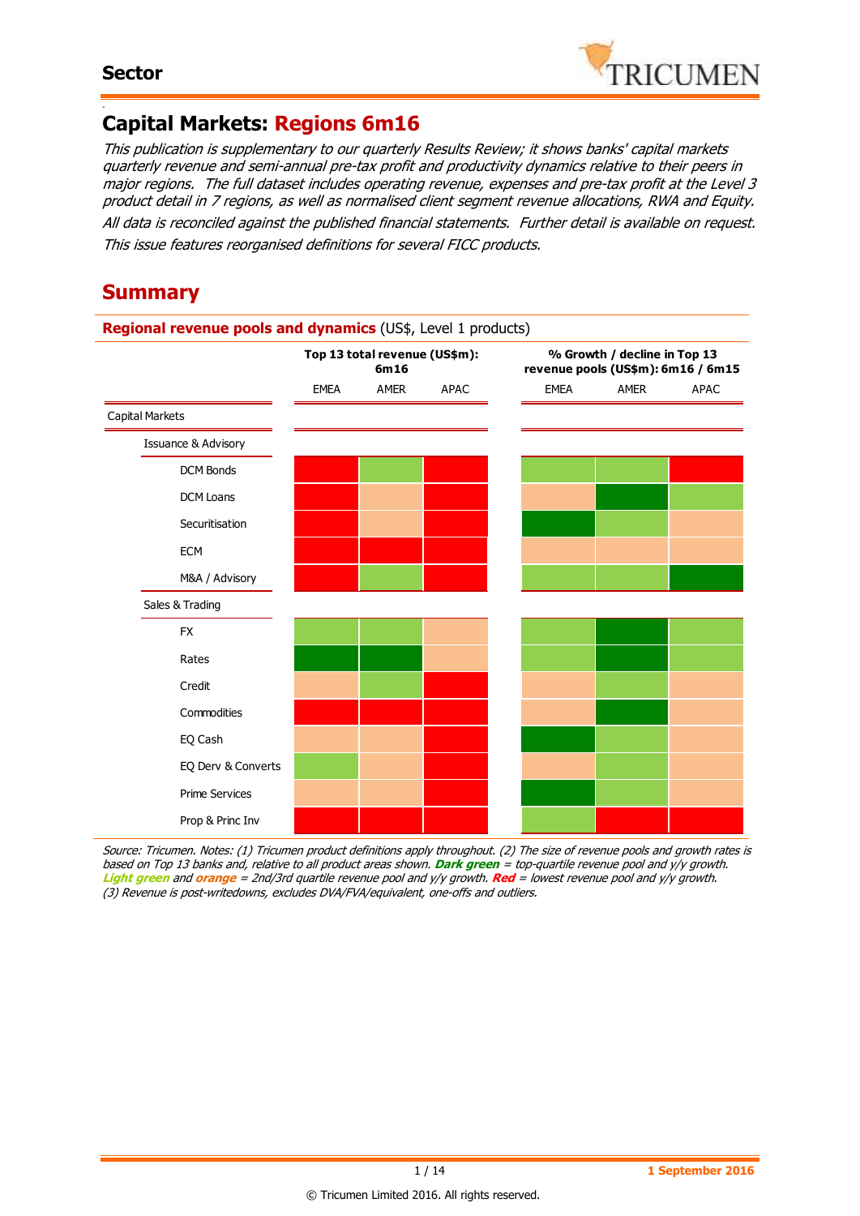# Capital Markets: Regions 6m16

*This publication is supplementary to our quarterly Results Review; it shows banks' capital markets quarterly revenue and semi-annual pre-tax profit and productivity dynamics relative to their peers in major regions. The full dataset includes operating revenue, expenses and pre-tax profit at the Level 3 product detail in 7 regions, as well as normalised client segment revenue allocations, RWA and Equity.*

*All data is reconciled against the published financial statements. Further detail is available on request.*

*This issue features reorganised definitions for several FICC products.*

## Summary

**Regional revenue pools and dynamics** (US$, Level 1 products)

| | Top 13 total revenue (US$m): 6m16 | | | % Growth / decline in Top 13 revenue pools (US$m): 6m16 / 6m15 | | |
|---|---|---|---|---|---|---|
| | EMEA | AMER | APAC | EMEA | AMER | APAC |
| Capital Markets | | | | | | |
| Issuance & Advisory | | | | | | |
| DCM Bonds | | | | | | |
| DCM Loans | | | | | | |
| Securitisation | | | | | | |
| ECM | | | | | | |
| M&A / Advisory | | | | | | |
| Sales & Trading | | | | | | |
| FX | | | | | | |
| Rates | | | | | | |
| Credit | | | | | | |
| Commodities | | | | | | |
| EQ Cash | | | | | | |
| EQ Derv & Converts | | | | | | |
| Prime Services | | | | | | |
| Prop & Princ Inv | | | | | | |

*Source: Tricumen. Notes: (1) Tricumen product definitions apply throughout. (2) The size of revenue pools and growth rates is based on Top 13 banks and, relative to all product areas shown.* ***Dark green*** *= top-quartile revenue pool and y/y growth.* ***Light green*** *and* ***orange*** *= 2nd/3rd quartile revenue pool and y/y growth.* ***Red*** *= lowest revenue pool and y/y growth. (3) Revenue is post-writedowns, excludes DVA/FVA/equivalent, one-offs and outliers.*

© Tricumen Limited 2016. All rights reserved.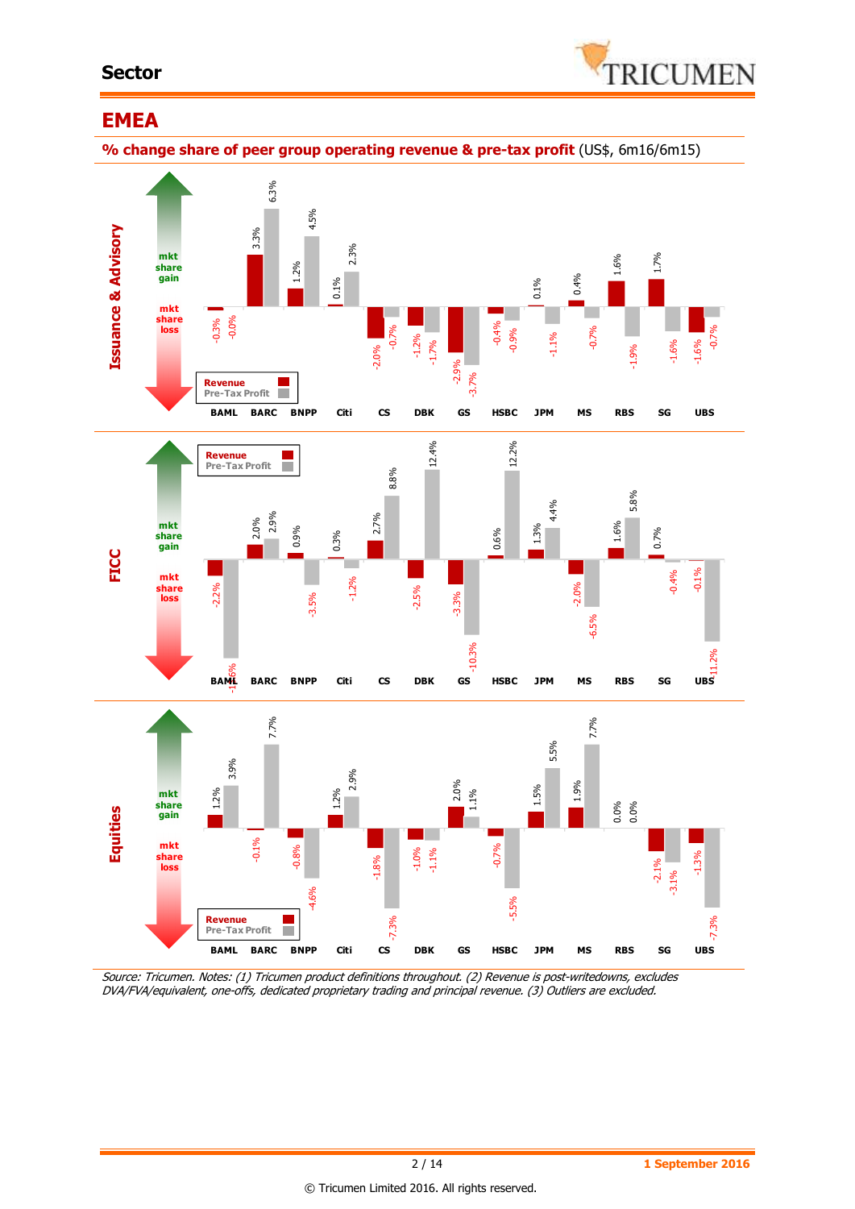# Sector

## EMEA

**% change share of peer group operating revenue & pre-tax profit** (US$, 6m16/6m15)

**Issuance & Advisory**

mkt share gain

mkt share loss

Revenue
Pre-Tax Profit

BAML: -0.3%, -0.0%
BARC: 3.3%, 6.3%
BNPP: 1.2%, 4.5%
Citi: 0.1%, 2.3%
CS: -2.0%, -0.7%
DBK: -1.2%, -1.7%
GS: -2.9%, -3.7%
HSBC: -0.4%, -0.9%
JPM: 0.1%, -1.1%
MS: 0.4%, -0.7%
RBS: 1.6%, -1.9%
SG: 1.7%, -1.6%
UBS: -1.6%, -0.7%

**FICC**

mkt share gain

mkt share loss

Revenue
Pre-Tax Profit

BAML: -2.2%, -14.6%
BARC: 2.0%, 2.9%
BNPP: 0.9%, -3.5%
Citi: 0.3%, -1.2%
CS: 2.7%, 8.8%
DBK: -2.5%, 12.4%
GS: -3.3%, -10.3%
HSBC: 0.6%, 12.2%
JPM: 1.3%, 4.4%
MS: -2.0%, -6.5%
RBS: 1.6%, 5.8%
SG: 0.7%, -0.4%
UBS: -0.1%, -11.2%

**Equities**

mkt share gain

mkt share loss

Revenue
Pre-Tax Profit

BAML: 1.2%, 3.9%
BARC: -0.1%, 7.7%
BNPP: -0.8%, -4.6%
Citi: 1.2%, 2.9%
CS: -1.8%, -7.3%
DBK: -1.0%, -1.1%
GS: 2.0%, 1.1%
HSBC: -0.7%, -5.5%
JPM: 1.5%, 5.5%
MS: 1.9%, 7.7%
RBS: 0.0%, 0.0%
SG: -2.1%, -3.1%
UBS: -1.3%, -7.3%

*Source: Tricumen. Notes: (1) Tricumen product definitions throughout. (2) Revenue is post-writedowns, excludes DVA/FVA/equivalent, one-offs, dedicated proprietary trading and principal revenue. (3) Outliers are excluded.*

1 September 2016

© Tricumen Limited 2016. All rights reserved.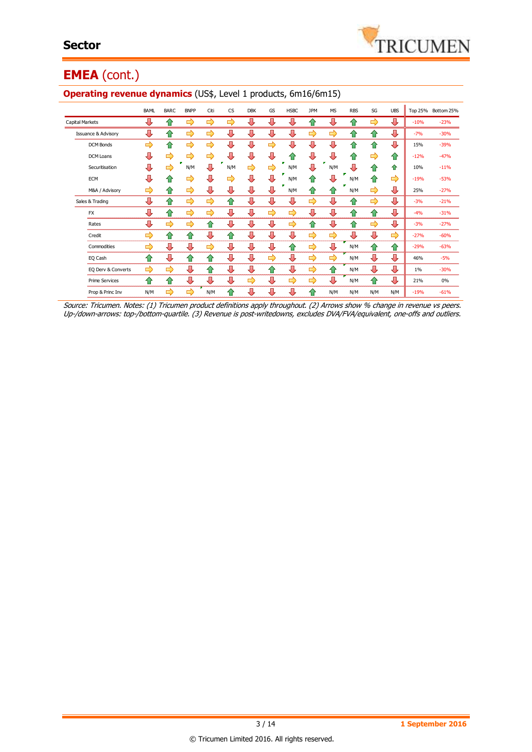# EMEA (cont.)

## Operating revenue dynamics (US$, Level 1 products, 6m16/6m15)

| | BAML | BARC | BNPP | Citi | CS | DBK | GS | HSBC | JPM | MS | RBS | SG | UBS | Top 25% | Bottom 25% |
|---|---|---|---|---|---|---|---|---|---|---|---|---|---|---|---|
| Capital Markets | ↓ | ↑ | → | → | → | ↓ | ↓ | ↓ | ↑ | ↓ | ↑ | → | ↓ | -10% | -23% |
| Issuance & Advisory | ↓ | ↑ | → | → | ↓ | ↓ | ↓ | ↓ | → | → | ↑ | ↑ | ↓ | -7% | -30% |
| DCM Bonds | → | ↑ | → | → | ↓ | ↓ | → | ↓ | ↓ | ↓ | ↑ | ↑ | ↓ | 15% | -39% |
| DCM Loans | ↓ | → | → | → | ↓ | ↓ | ↓ | ↑ | ↓ | ↓ | ↑ | → | ↑ | -12% | -47% |
| Securitisation | ↓ | → | N/M | ↓ | N/M | → | → | N/M | ↓ | N/M | ↓ | ↑ | ↑ | 10% | -11% |
| ECM | ↓ | ↑ | → | ↓ | → | ↓ | ↓ | N/M | ↑ | ↓ | N/M | ↑ | → | -19% | -53% |
| M&A / Advisory | → | ↑ | → | ↓ | ↓ | ↓ | ↓ | N/M | ↑ | ↑ | N/M | → | ↓ | 25% | -27% |
| Sales & Trading | ↓ | ↑ | → | → | ↑ | ↓ | ↓ | ↓ | → | ↓ | ↑ | → | ↓ | -3% | -21% |
| FX | ↓ | ↑ | → | → | ↓ | ↓ | → | → | ↓ | ↓ | ↑ | ↑ | ↓ | -4% | -31% |
| Rates | ↓ | → | → | ↑ | ↓ | ↓ | ↓ | → | ↑ | ↓ | ↑ | → | ↓ | -3% | -27% |
| Credit | → | ↑ | ↑ | ↓ | ↑ | ↓ | ↓ | ↓ | → | → | ↓ | ↓ | → | -27% | -60% |
| Commodities | → | ↓ | ↓ | → | ↓ | ↓ | ↓ | ↑ | → | ↓ | N/M | ↑ | ↑ | -29% | -63% |
| EQ Cash | ↑ | ↓ | ↑ | ↑ | ↓ | ↓ | → | ↓ | → | → | N/M | ↓ | ↓ | 46% | -5% |
| EQ Derv & Converts | → | → | ↓ | ↑ | ↓ | ↓ | ↑ | ↓ | → | ↑ | N/M | ↓ | ↓ | 1% | -30% |
| Prime Services | ↑ | ↑ | ↓ | ↓ | ↓ | → | ↓ | → | → | ↓ | N/M | ↑ | ↓ | 21% | 0% |
| Prop & Princ Inv | N/M | → | → | N/M | ↑ | ↓ | ↓ | ↓ | ↑ | N/M | N/M | N/M | N/M | -19% | -61% |

*Source: Tricumen. Notes: (1) Tricumen product definitions apply throughout. (2) Arrows show % change in revenue vs peers. Up-/down-arrows: top-/bottom-quartile. (3) Revenue is post-writedowns, excludes DVA/FVA/equivalent, one-offs and outliers.*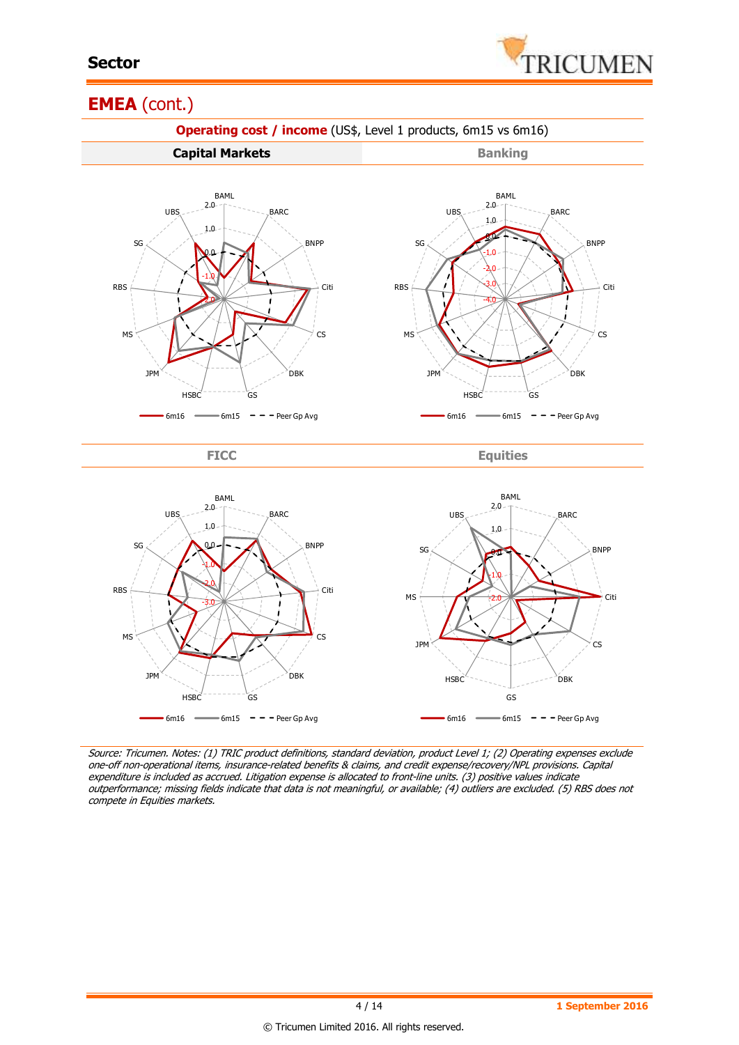## EMEA (cont.)

**Operating cost / income** (US$, Level 1 products, 6m15 vs 6m16)

**Capital Markets**

BAML, BARC, BNPP, Citi, CS, DBK, GS, HSBC, JPM, MS, RBS, SG, UBS

6m16 — 6m15 — Peer Gp Avg

**Banking**

BAML, BARC, BNPP, Citi, CS, DBK, GS, HSBC, JPM, MS, RBS, SG, UBS

6m16 — 6m15 — Peer Gp Avg

**FICC**

BAML, BARC, BNPP, Citi, CS, DBK, GS, HSBC, JPM, MS, RBS, SG, UBS

6m16 — 6m15 — Peer Gp Avg

**Equities**

BAML, BARC, BNPP, Citi, CS, DBK, GS, HSBC, JPM, MS, SG, UBS

6m16 — 6m15 — Peer Gp Avg

*Source: Tricumen. Notes: (1) TRIC product definitions, standard deviation, product Level 1; (2) Operating expenses exclude one-off non-operational items, insurance-related benefits & claims, and credit expense/recovery/NPL provisions. Capital expenditure is included as accrued. Litigation expense is allocated to front-line units. (3) positive values indicate outperformance; missing fields indicate that data is not meaningful, or available; (4) outliers are excluded. (5) RBS does not compete in Equities markets.*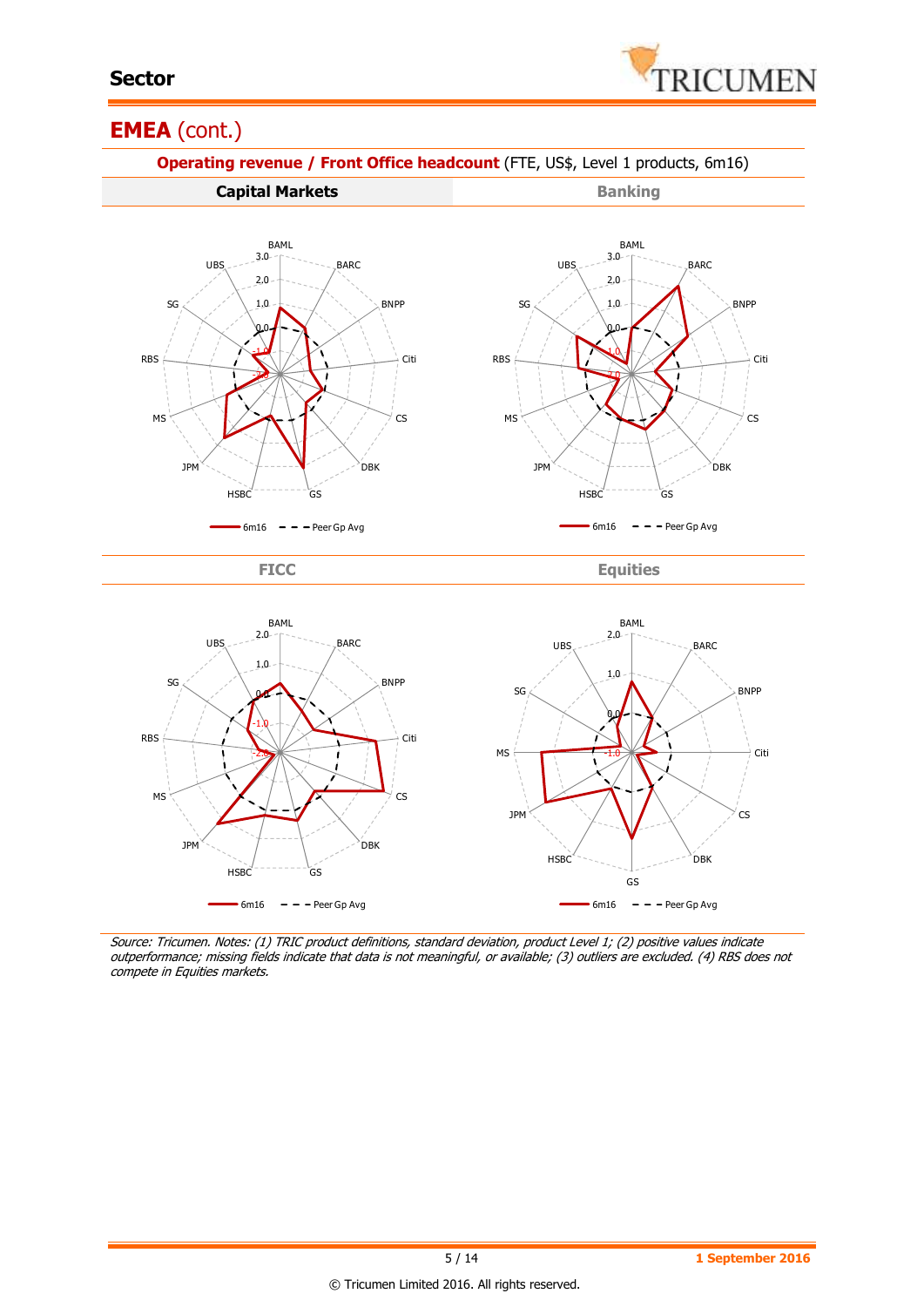# EMEA (cont.)

**Operating revenue / Front Office headcount** (FTE, US$, Level 1 products, 6m16)

## Capital Markets

BAML
3.0
2.0
1.0
0.0
-1.0
-2.0
BARC
BNPP
Citi
CS
DBK
GS
HSBC
JPM
MS
RBS
SG
UBS

6m16
Peer Gp Avg

## Banking

BAML
3.0
2.0
1.0
0.0
-1.0
-2.0
BARC
BNPP
Citi
CS
DBK
GS
HSBC
JPM
MS
RBS
SG
UBS

6m16
Peer Gp Avg

## FICC

BAML
2.0
1.0
0.0
-1.0
-2.0
BARC
BNPP
Citi
CS
DBK
GS
HSBC
JPM
MS
RBS
SG
UBS

6m16
Peer Gp Avg

## Equities

BAML
2.0
1.0
0.0
-1.0
BARC
BNPP
Citi
CS
DBK
GS
HSBC
JPM
MS
SG
UBS

6m16
Peer Gp Avg

*Source: Tricumen. Notes: (1) TRIC product definitions, standard deviation, product Level 1; (2) positive values indicate outperformance; missing fields indicate that data is not meaningful, or available; (3) outliers are excluded. (4) RBS does not compete in Equities markets.*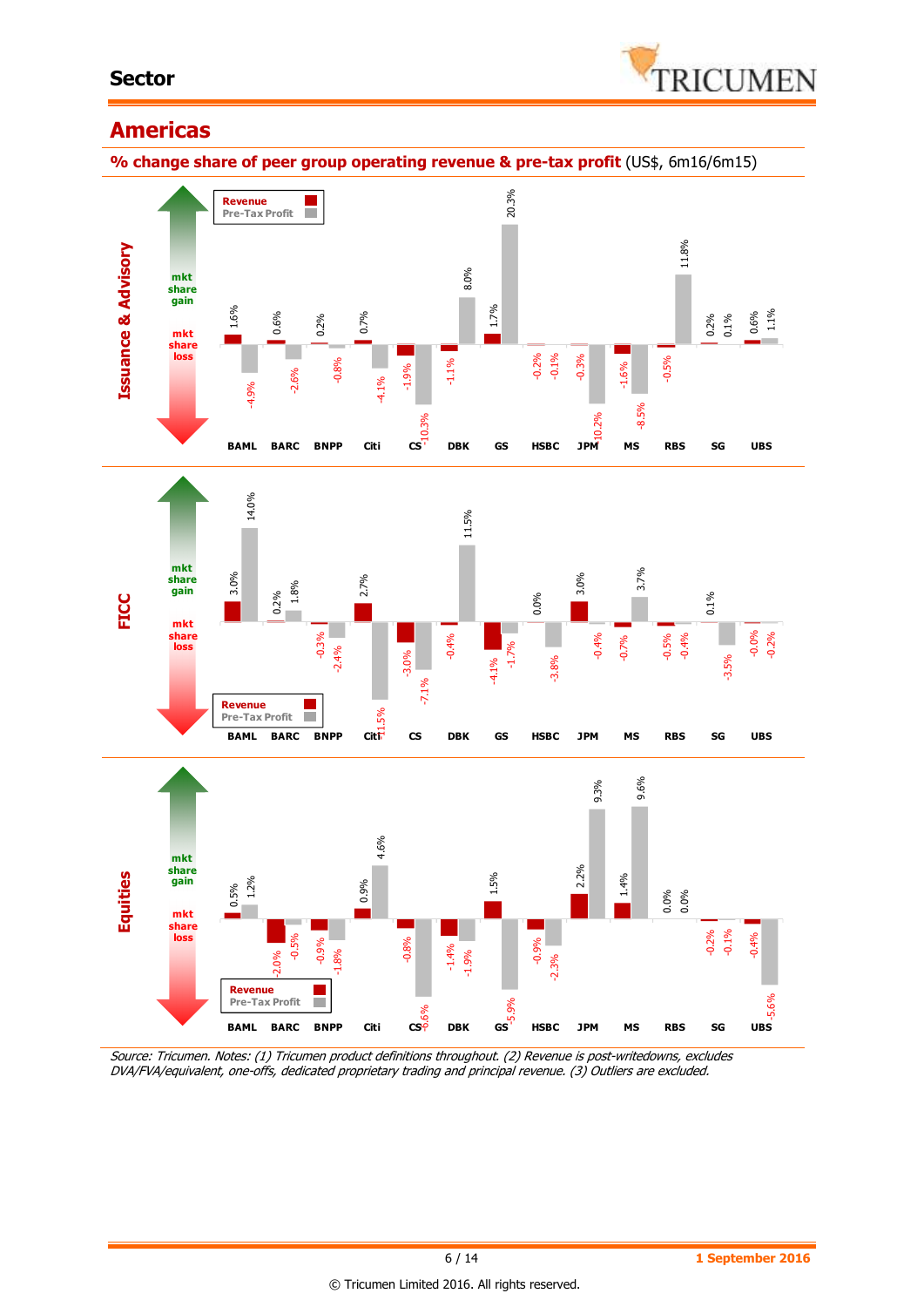## Americas

**% change share of peer group operating revenue & pre-tax profit** (US$, 6m16/6m15)

**Issuance & Advisory**

Revenue
Pre-Tax Profit

mkt share gain
mkt share loss

BAML: 1.6%, -4.9%
BARC: 0.6%, -2.6%
BNPP: 0.2%, -0.8%
Citi: 0.7%, -4.1%
CS: -1.9%, -10.3%
DBK: -1.1%, 8.0%
GS: 1.7%, 20.3%
HSBC: -0.2%, -0.1%
JPM: -0.3%, -10.2%
MS: -1.6%, -8.5%
RBS: -0.5%, 11.8%
SG: 0.2%, 0.1%
UBS: 0.6%, 1.1%

**FICC**

Revenue
Pre-Tax Profit

mkt share gain
mkt share loss

BAML: 3.0%, 14.0%
BARC: 0.2%, 1.8%
BNPP: -0.3%, -2.4%
Citi: 2.7%, -11.5%
CS: -3.0%, -7.1%
DBK: -0.4%, 11.5%
GS: -4.1%, -1.7%
HSBC: 0.0%, -3.8%
JPM: 3.0%, -0.4%
MS: -0.7%, 3.7%
RBS: -0.5%, -0.4%
SG: 0.1%, -3.5%
UBS: -0.0%, -0.2%

**Equities**

Revenue
Pre-Tax Profit

mkt share gain
mkt share loss

BAML: 0.5%, 1.2%
BARC: -2.0%, -0.5%
BNPP: -0.9%, -1.8%
Citi: 0.9%, 4.6%
CS: -0.8%, -8.6%
DBK: -1.4%, -1.9%
GS: 1.5%, -5.9%
HSBC: -0.9%, -2.3%
JPM: 2.2%, 9.3%
MS: 1.4%, 9.6%
RBS: 0.0%, 0.0%
SG: -0.2%, -0.1%
UBS: -0.4%, -5.6%

*Source: Tricumen. Notes: (1) Tricumen product definitions throughout. (2) Revenue is post-writedowns, excludes DVA/FVA/equivalent, one-offs, dedicated proprietary trading and principal revenue. (3) Outliers are excluded.*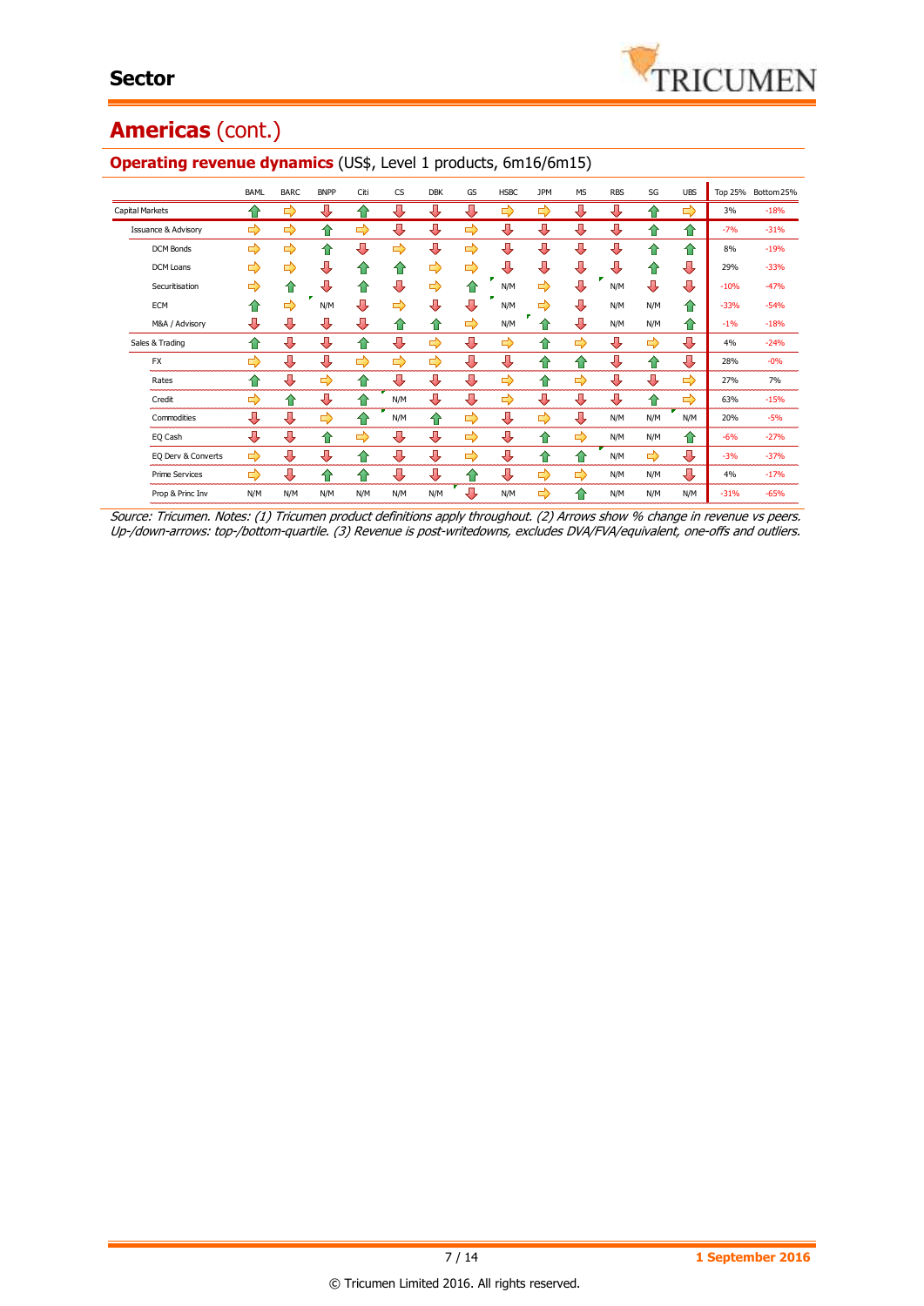## Americas (cont.)

### Operating revenue dynamics (US$, Level 1 products, 6m16/6m15)

| | BAML | BARC | BNPP | Citi | CS | DBK | GS | HSBC | JPM | MS | RBS | SG | UBS | Top 25% | Bottom 25% |
|---|---|---|---|---|---|---|---|---|---|---|---|---|---|---|---|
| Capital Markets | ⇧ | ⇨ | ⇩ | ⇧ | ⇩ | ⇩ | ⇩ | ⇨ | ⇨ | ⇩ | ⇩ | ⇧ | ⇨ | 3% | -18% |
| Issuance & Advisory | ⇨ | ⇨ | ⇧ | ⇨ | ⇩ | ⇩ | ⇨ | ⇩ | ⇩ | ⇩ | ⇩ | ⇧ | ⇧ | -7% | -31% |
| DCM Bonds | ⇨ | ⇨ | ⇧ | ⇩ | ⇨ | ⇩ | ⇨ | ⇩ | ⇩ | ⇩ | ⇩ | ⇧ | ⇧ | 8% | -19% |
| DCM Loans | ⇨ | ⇨ | ⇩ | ⇧ | ⇧ | ⇨ | ⇨ | ⇩ | ⇩ | ⇩ | ⇩ | ⇧ | ⇩ | 29% | -33% |
| Securitisation | ⇨ | ⇧ | ⇩ | ⇧ | ⇩ | ⇨ | ⇧ | N/M | ⇨ | ⇩ | N/M | ⇩ | ⇩ | -10% | -47% |
| ECM | ⇧ | ⇨ | N/M | ⇩ | ⇨ | ⇩ | ⇩ | N/M | ⇨ | ⇩ | N/M | N/M | ⇧ | -33% | -54% |
| M&A / Advisory | ⇩ | ⇩ | ⇩ | ⇩ | ⇧ | ⇧ | ⇨ | N/M | ⇧ | ⇩ | N/M | N/M | ⇧ | -1% | -18% |
| Sales & Trading | ⇧ | ⇩ | ⇩ | ⇧ | ⇩ | ⇨ | ⇩ | ⇨ | ⇧ | ⇨ | ⇩ | ⇨ | ⇩ | 4% | -24% |
| FX | ⇨ | ⇩ | ⇩ | ⇨ | ⇨ | ⇨ | ⇩ | ⇩ | ⇧ | ⇧ | ⇩ | ⇧ | ⇩ | 28% | -0% |
| Rates | ⇧ | ⇩ | ⇨ | ⇧ | ⇩ | ⇩ | ⇩ | ⇨ | ⇧ | ⇨ | ⇩ | ⇩ | ⇨ | 27% | 7% |
| Credit | ⇨ | ⇧ | ⇩ | ⇧ | N/M | ⇩ | ⇩ | ⇨ | ⇩ | ⇩ | ⇩ | ⇧ | ⇨ | 63% | -15% |
| Commodities | ⇩ | ⇩ | ⇨ | ⇧ | N/M | ⇧ | ⇨ | ⇩ | ⇨ | ⇩ | N/M | N/M | N/M | 20% | -5% |
| EQ Cash | ⇩ | ⇩ | ⇧ | ⇨ | ⇩ | ⇩ | ⇨ | ⇩ | ⇧ | ⇨ | N/M | N/M | ⇧ | -6% | -27% |
| EQ Derv & Converts | ⇨ | ⇩ | ⇩ | ⇧ | ⇩ | ⇩ | ⇨ | ⇩ | ⇧ | ⇧ | N/M | ⇨ | ⇩ | -3% | -37% |
| Prime Services | ⇨ | ⇩ | ⇧ | ⇧ | ⇩ | ⇩ | ⇧ | ⇩ | ⇨ | ⇨ | N/M | N/M | ⇩ | 4% | -17% |
| Prop & Princ Inv | N/M | N/M | N/M | N/M | N/M | N/M | ⇩ | N/M | ⇨ | ⇧ | N/M | N/M | N/M | -31% | -65% |

*Source: Tricumen. Notes: (1) Tricumen product definitions apply throughout. (2) Arrows show % change in revenue vs peers. Up-/down-arrows: top-/bottom-quartile. (3) Revenue is post-writedowns, excludes DVA/FVA/equivalent, one-offs and outliers.*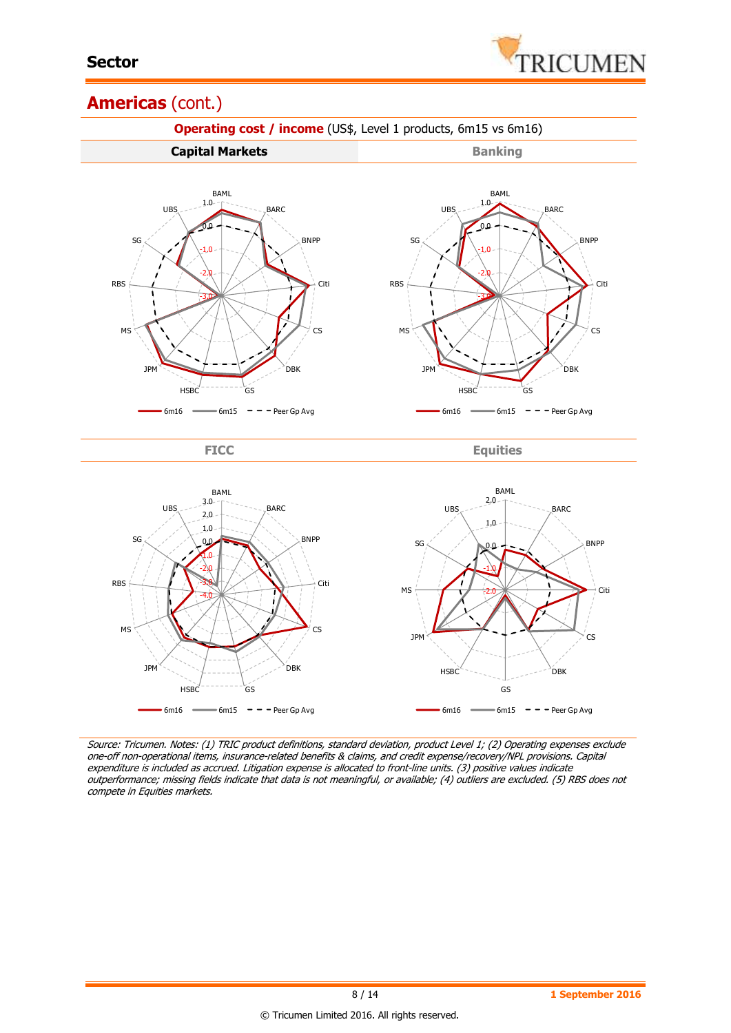## Americas (cont.)

**Operating cost / income** (US$, Level 1 products, 6m15 vs 6m16)

### Capital Markets

BAML
1.0
0.0
-1.0
-2.0
-3.0
BARC
BNPP
Citi
CS
DBK
GS
HSBC
JPM
MS
RBS
SG
UBS

6m16 6m15 Peer Gp Avg

### Banking

BAML
1.0
0.0
-1.0
-2.0
-3.0
BARC
BNPP
Citi
CS
DBK
GS
HSBC
JPM
MS
RBS
SG
UBS

6m16 6m15 Peer Gp Avg

### FICC

BAML
3.0
2.0
1.0
0.0
-1.0
-2.0
-3.0
-4.0
BARC
BNPP
Citi
CS
DBK
GS
HSBC
JPM
MS
RBS
SG
UBS

6m16 6m15 Peer Gp Avg

### Equities

BAML
2.0
1.0
0.0
-1.0
-2.0
BARC
BNPP
Citi
CS
DBK
GS
HSBC
JPM
MS
SG
UBS

6m16 6m15 Peer Gp Avg

*Source: Tricumen. Notes: (1) TRIC product definitions, standard deviation, product Level 1; (2) Operating expenses exclude one-off non-operational items, insurance-related benefits & claims, and credit expense/recovery/NPL provisions. Capital expenditure is included as accrued. Litigation expense is allocated to front-line units. (3) positive values indicate outperformance; missing fields indicate that data is not meaningful, or available; (4) outliers are excluded. (5) RBS does not compete in Equities markets.*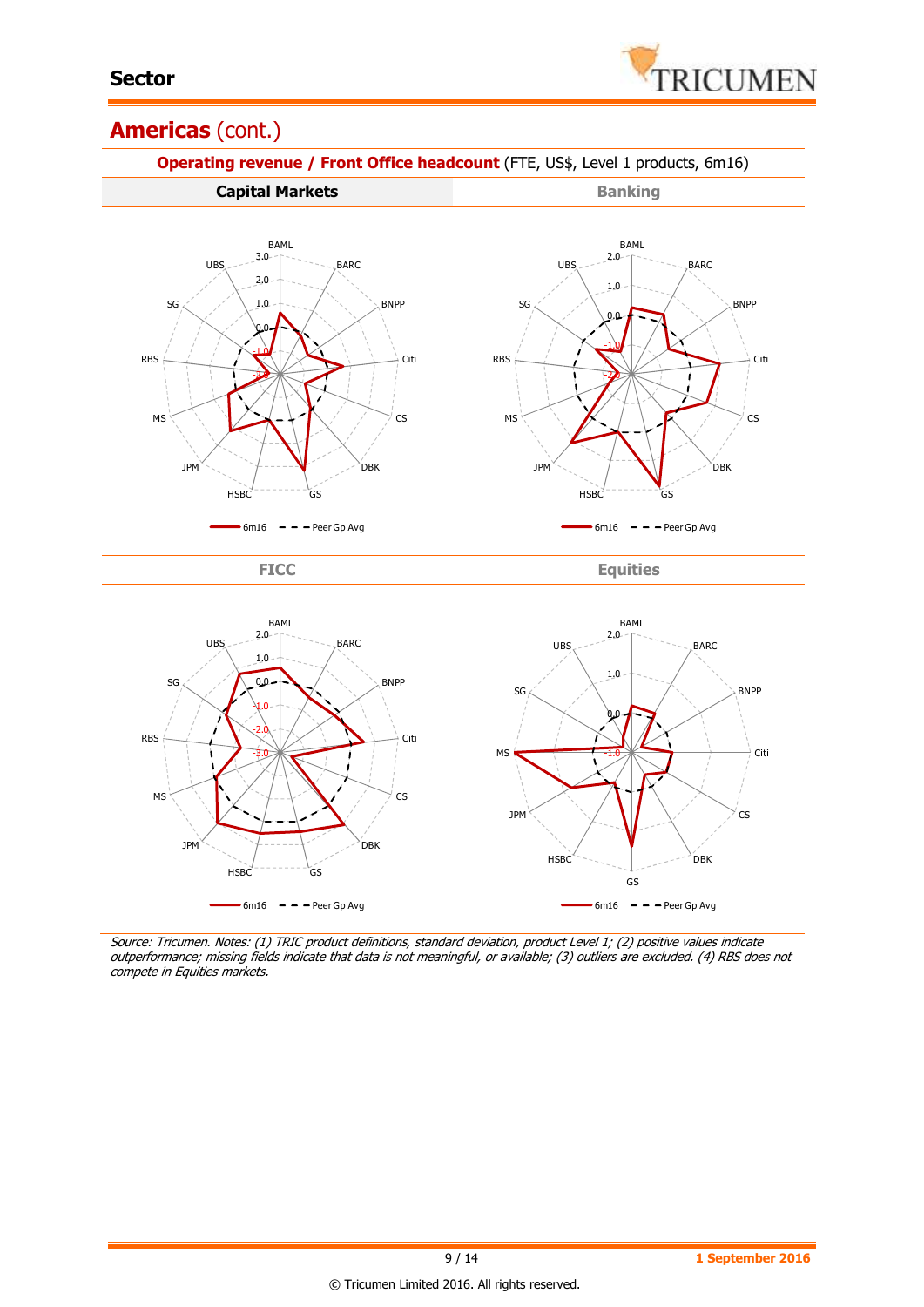Sector

## Americas (cont.)

**Operating revenue / Front Office headcount** (FTE, US$, Level 1 products, 6m16)

**Capital Markets**

BAML
3.0
2.0
1.0
0.0
-1.0
-2.0
BARC
BNPP
Citi
CS
DBK
GS
HSBC
JPM
MS
RBS
SG
UBS

6m16 Peer Gp Avg

**Banking**

BAML
2.0
1.0
0.0
-1.0
-2.0
BARC
BNPP
Citi
CS
DBK
GS
HSBC
JPM
MS
RBS
SG
UBS

6m16 Peer Gp Avg

**FICC**

BAML
2.0
1.0
0.0
-1.0
-2.0
-3.0
BARC
BNPP
Citi
CS
DBK
GS
HSBC
JPM
MS
RBS
SG
UBS

6m16 Peer Gp Avg

**Equities**

BAML
2.0
1.0
0.0
-1.0
BARC
BNPP
Citi
CS
DBK
GS
HSBC
JPM
MS
SG
UBS

6m16 Peer Gp Avg

*Source: Tricumen. Notes: (1) TRIC product definitions, standard deviation, product Level 1; (2) positive values indicate outperformance; missing fields indicate that data is not meaningful, or available; (3) outliers are excluded. (4) RBS does not compete in Equities markets.*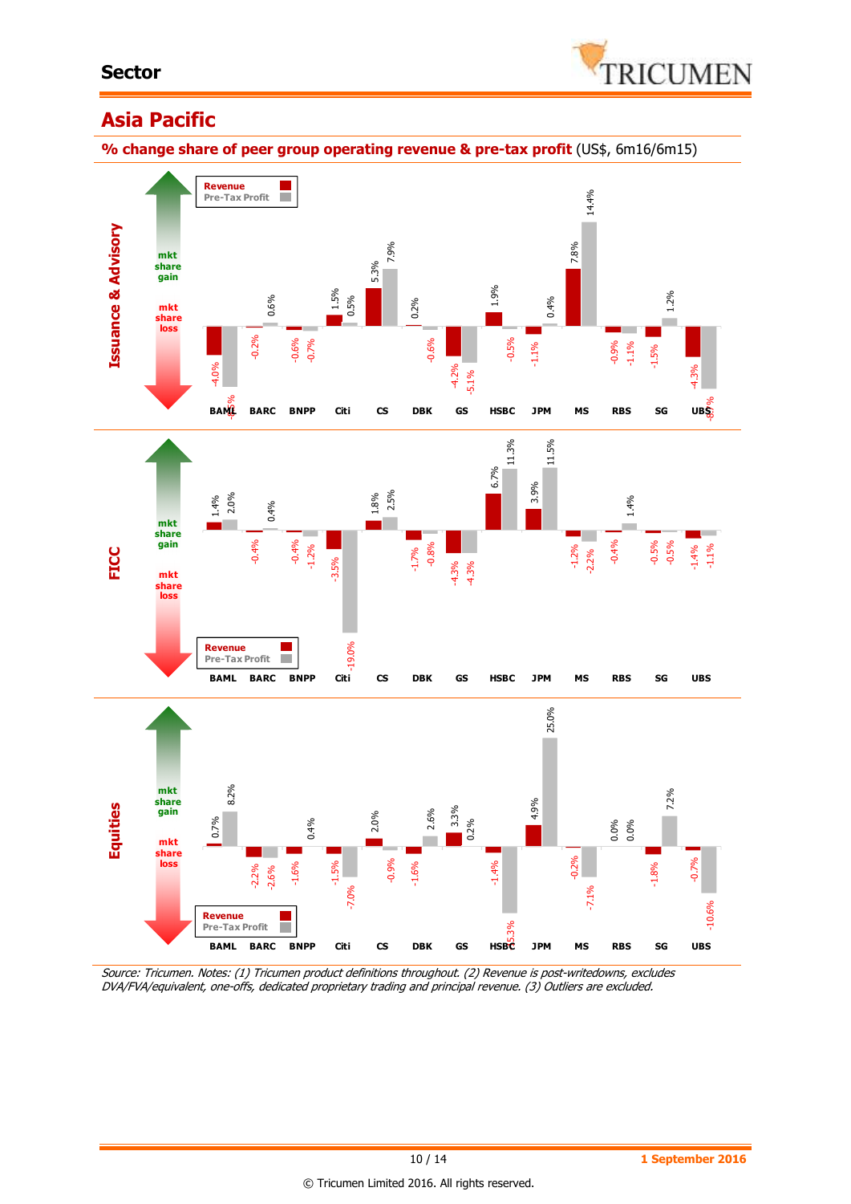## Asia Pacific

**% change share of peer group operating revenue & pre-tax profit** (US$, 6m16/6m15)

Issuance & Advisory

mkt share gain

mkt share loss

Revenue
Pre-Tax Profit

-4.0% -8.2%
-0.2% 0.6%
-0.6% -0.7%
1.5% 0.5%
5.3% 7.9%
0.2% -0.6%
-4.2% -5.1%
1.9% -0.5%
-1.1% 0.4%
7.8% 14.4%
-0.9% -1.1%
-1.5% 1.2%
-4.3% -8.7%

BAML BARC BNPP Citi CS DBK GS HSBC JPM MS RBS SG UBS

FICC

mkt share gain

mkt share loss

Revenue
Pre-Tax Profit

1.4% 2.0%
-0.4% 0.4%
-0.4% -1.2%
-3.5% -19.0%
1.8% 2.5%
-1.7% -0.8%
-4.3% -4.3%
6.7% 11.3%
3.9% 11.5%
-1.2% -2.2%
-0.4% 1.4%
-0.5% -0.5%
-1.4% -1.1%

BAML BARC BNPP Citi CS DBK GS HSBC JPM MS RBS SG UBS

Equities

mkt share gain

mkt share loss

Revenue
Pre-Tax Profit

0.7% 8.2%
-2.2% -2.6%
-1.6% 0.4%
-1.5% -7.0%
2.0% -0.9%
-1.6% 2.6%
3.3% 0.2%
-1.4% -15.3%
4.9% 25.0%
-0.2% -7.1%
0.0% 0.0%
-1.8% 7.2%
-0.7% -10.6%

BAML BARC BNPP Citi CS DBK GS HSBC JPM MS RBS SG UBS

*Source: Tricumen. Notes: (1) Tricumen product definitions throughout. (2) Revenue is post-writedowns, excludes DVA/FVA/equivalent, one-offs, dedicated proprietary trading and principal revenue. (3) Outliers are excluded.*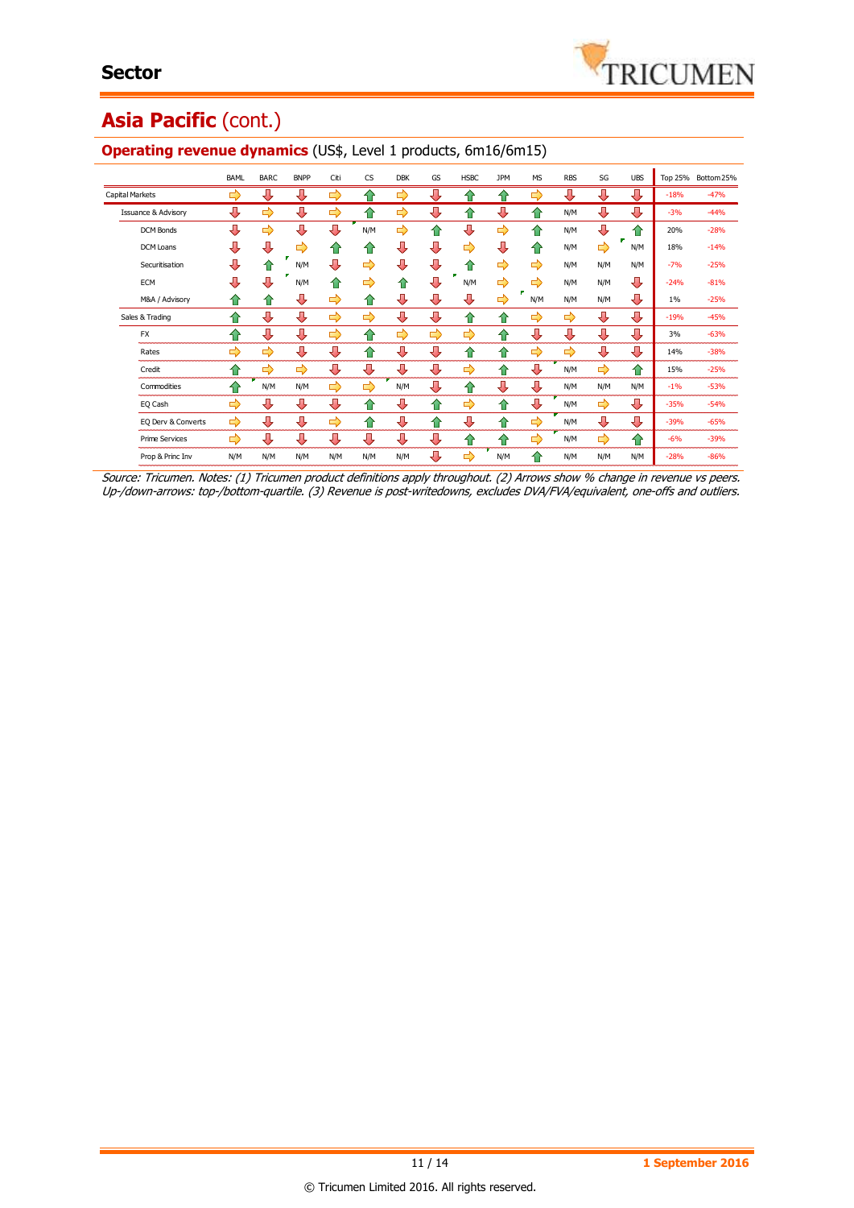# Asia Pacific (cont.)

## Operating revenue dynamics (US$, Level 1 products, 6m16/6m15)

| | BAML | BARC | BNPP | Citi | CS | DBK | GS | HSBC | JPM | MS | RBS | SG | UBS | Top 25% | Bottom 25% |
|---|---|---|---|---|---|---|---|---|---|---|---|---|---|---|---|
| Capital Markets | → | ↓ | ↓ | → | ↑ | → | ↓ | ↑ | ↑ | → | ↓ | ↓ | ↓ | -18% | -47% |
| Issuance & Advisory | ↓ | → | ↓ | → | ↑ | → | ↓ | ↑ | ↓ | ↑ | N/M | ↓ | ↓ | -3% | -44% |
| DCM Bonds | ↓ | → | ↓ | ↓ | N/M | → | ↑ | ↓ | → | ↑ | N/M | ↓ | ↑ | 20% | -28% |
| DCM Loans | ↓ | ↓ | → | ↑ | ↑ | ↓ | ↓ | → | ↓ | ↑ | N/M | → | N/M | 18% | -14% |
| Securitisation | ↓ | ↑ | N/M | ↓ | → | ↓ | ↓ | ↑ | → | → | N/M | N/M | N/M | -7% | -25% |
| ECM | ↓ | ↓ | N/M | ↑ | → | ↑ | ↓ | N/M | → | → | N/M | N/M | ↓ | -24% | -81% |
| M&A / Advisory | ↑ | ↑ | ↓ | → | ↑ | ↓ | ↓ | ↓ | → | N/M | N/M | N/M | ↓ | 1% | -25% |
| Sales & Trading | ↑ | ↓ | ↓ | → | → | ↓ | ↓ | ↑ | ↑ | → | → | ↓ | ↓ | -19% | -45% |
| FX | ↑ | ↓ | ↓ | → | ↑ | → | → | → | ↑ | ↓ | ↓ | ↓ | ↓ | 3% | -63% |
| Rates | → | → | ↓ | ↓ | ↑ | ↓ | ↓ | ↑ | ↑ | → | → | ↓ | ↓ | 14% | -38% |
| Credit | ↑ | → | → | ↓ | ↓ | ↓ | ↓ | → | ↑ | ↓ | N/M | → | ↑ | 15% | -25% |
| Commodities | ↑ | N/M | N/M | → | → | N/M | ↓ | ↑ | ↓ | ↓ | N/M | N/M | N/M | -1% | -53% |
| EQ Cash | → | ↓ | ↓ | ↓ | ↑ | ↓ | ↑ | → | ↑ | ↓ | N/M | → | ↓ | -35% | -54% |
| EQ Derv & Converts | → | ↓ | ↓ | → | ↑ | ↓ | ↑ | ↓ | ↑ | → | N/M | ↓ | ↓ | -39% | -65% |
| Prime Services | → | ↓ | ↓ | ↓ | ↓ | ↓ | ↓ | ↑ | ↑ | → | N/M | → | ↑ | -6% | -39% |
| Prop & Princ Inv | N/M | N/M | N/M | N/M | N/M | N/M | ↓ | → | N/M | ↑ | N/M | N/M | N/M | -28% | -86% |

*Source: Tricumen. Notes: (1) Tricumen product definitions apply throughout. (2) Arrows show % change in revenue vs peers. Up-/down-arrows: top-/bottom-quartile. (3) Revenue is post-writedowns, excludes DVA/FVA/equivalent, one-offs and outliers.*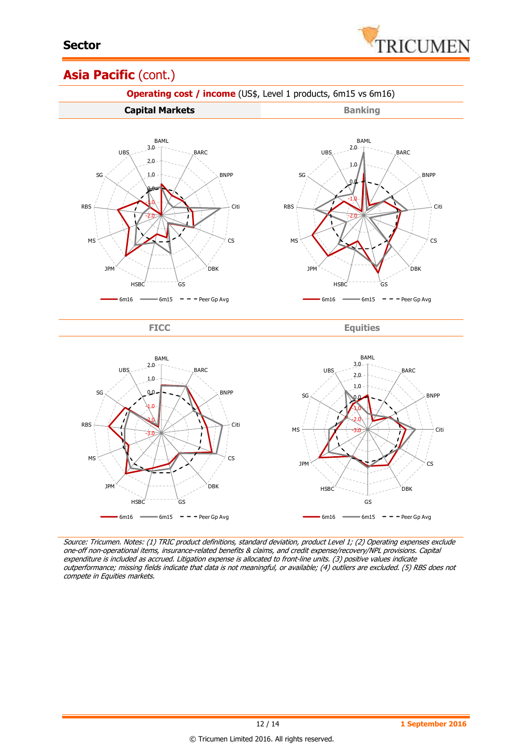## Asia Pacific (cont.)

**Operating cost / income** (US$, Level 1 products, 6m15 vs 6m16)

### Capital Markets

BAML
3.0
2.0
1.0
0.0
-1.0
-2.0
BARC
BNPP
Citi
CS
DBK
GS
HSBC
JPM
MS
RBS
SG
UBS

6m16 6m15 Peer Gp Avg

### Banking

BAML
2.0
1.0
0.0
-1.0
-2.0
BARC
BNPP
Citi
CS
DBK
GS
HSBC
JPM
MS
RBS
SG
UBS

6m16 6m15 Peer Gp Avg

### FICC

BAML
2.0
1.0
0.0
-1.0
-2.0
-3.0
BARC
BNPP
Citi
CS
DBK
GS
HSBC
JPM
MS
RBS
SG
UBS

6m16 6m15 Peer Gp Avg

### Equities

BAML
3.0
2.0
1.0
0.0
-1.0
-2.0
-3.0
BARC
BNPP
Citi
CS
DBK
GS
HSBC
JPM
MS
SG
UBS

6m16 6m15 Peer Gp Avg

*Source: Tricumen. Notes: (1) TRIC product definitions, standard deviation, product Level 1; (2) Operating expenses exclude one-off non-operational items, insurance-related benefits & claims, and credit expense/recovery/NPL provisions. Capital expenditure is included as accrued. Litigation expense is allocated to front-line units. (3) positive values indicate outperformance; missing fields indicate that data is not meaningful, or available; (4) outliers are excluded. (5) RBS does not compete in Equities markets.*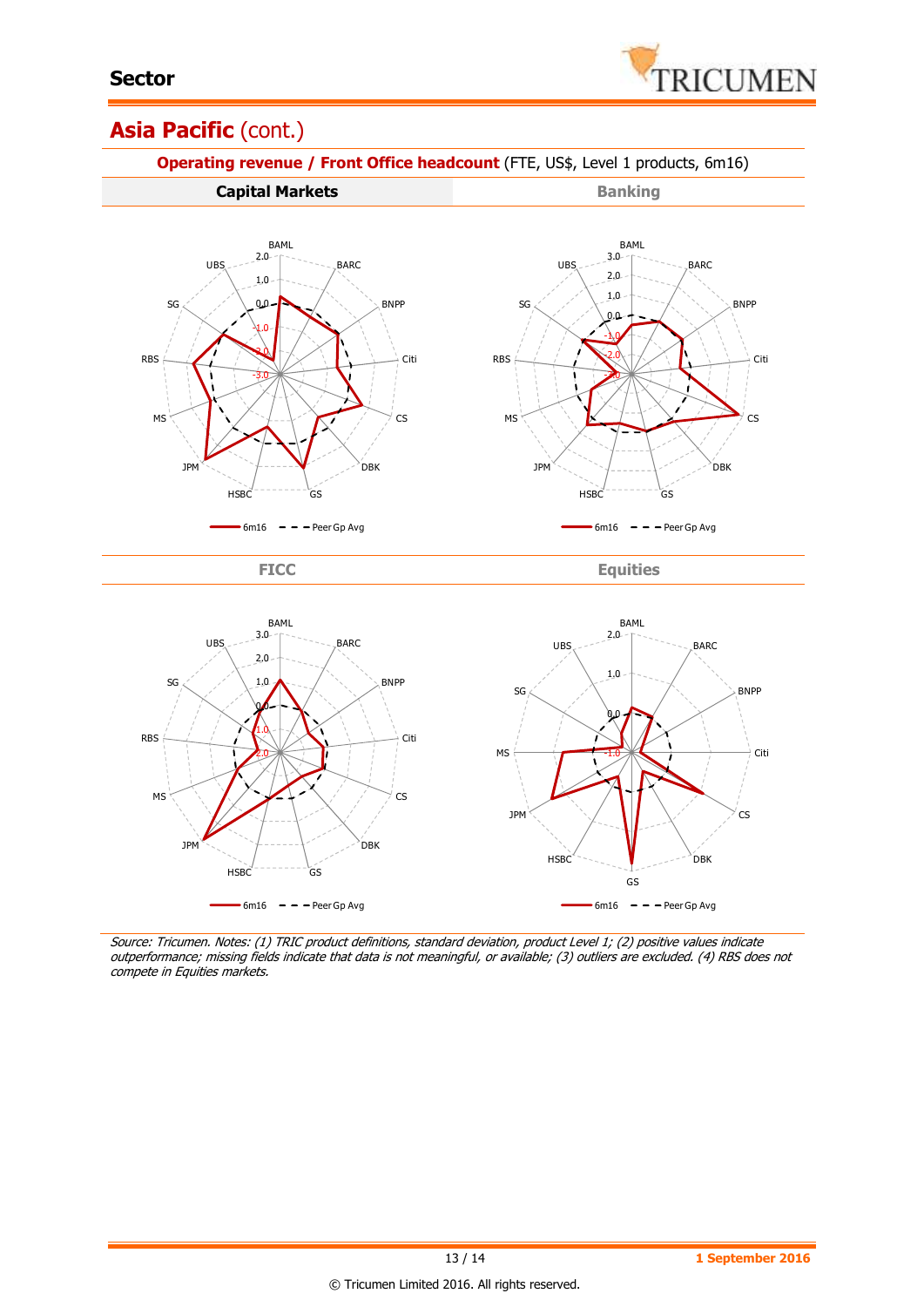## Sector

# Asia Pacific (cont.)

**Operating revenue / Front Office headcount** (FTE, US$, Level 1 products, 6m16)

### Capital Markets

BAML
2.0
1.0
0.0
-1.0
-2.0
-3.0
BARC
BNPP
Citi
CS
DBK
GS
HSBC
JPM
MS
RBS
SG
UBS

6m16 — Peer Gp Avg

### Banking

BAML
3.0
2.0
1.0
0.0
-1.0
-2.0
-3.0
BARC
BNPP
Citi
CS
DBK
GS
HSBC
JPM
MS
RBS
SG
UBS

6m16 — Peer Gp Avg

### FICC

BAML
3.0
2.0
1.0
0.0
-1.0
-2.0
BARC
BNPP
Citi
CS
DBK
GS
HSBC
JPM
MS
RBS
SG
UBS

6m16 — Peer Gp Avg

### Equities

BAML
2.0
1.0
0.0
-1.0
BARC
BNPP
Citi
CS
DBK
GS
HSBC
JPM
MS
SG
UBS

6m16 — Peer Gp Avg

*Source: Tricumen. Notes: (1) TRIC product definitions, standard deviation, product Level 1; (2) positive values indicate outperformance; missing fields indicate that data is not meaningful, or available; (3) outliers are excluded. (4) RBS does not compete in Equities markets.*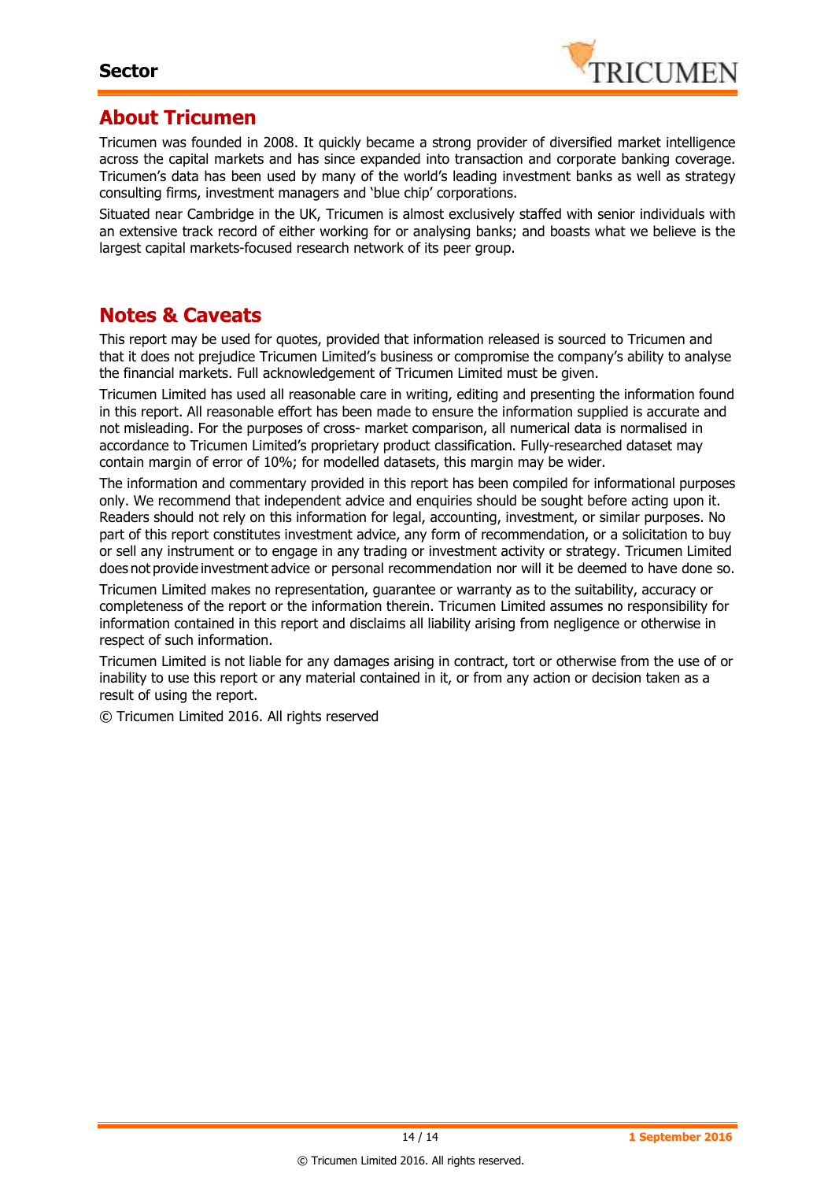## About Tricumen

Tricumen was founded in 2008. It quickly became a strong provider of diversified market intelligence across the capital markets and has since expanded into transaction and corporate banking coverage. Tricumen's data has been used by many of the world's leading investment banks as well as strategy consulting firms, investment managers and 'blue chip' corporations.

Situated near Cambridge in the UK, Tricumen is almost exclusively staffed with senior individuals with an extensive track record of either working for or analysing banks; and boasts what we believe is the largest capital markets-focused research network of its peer group.

## Notes & Caveats

This report may be used for quotes, provided that information released is sourced to Tricumen and that it does not prejudice Tricumen Limited's business or compromise the company's ability to analyse the financial markets. Full acknowledgement of Tricumen Limited must be given.

Tricumen Limited has used all reasonable care in writing, editing and presenting the information found in this report. All reasonable effort has been made to ensure the information supplied is accurate and not misleading. For the purposes of cross- market comparison, all numerical data is normalised in accordance to Tricumen Limited's proprietary product classification. Fully-researched dataset may contain margin of error of 10%; for modelled datasets, this margin may be wider.

The information and commentary provided in this report has been compiled for informational purposes only. We recommend that independent advice and enquiries should be sought before acting upon it. Readers should not rely on this information for legal, accounting, investment, or similar purposes. No part of this report constitutes investment advice, any form of recommendation, or a solicitation to buy or sell any instrument or to engage in any trading or investment activity or strategy. Tricumen Limited does not provide investment advice or personal recommendation nor will it be deemed to have done so.

Tricumen Limited makes no representation, guarantee or warranty as to the suitability, accuracy or completeness of the report or the information therein. Tricumen Limited assumes no responsibility for information contained in this report and disclaims all liability arising from negligence or otherwise in respect of such information.

Tricumen Limited is not liable for any damages arising in contract, tort or otherwise from the use of or inability to use this report or any material contained in it, or from any action or decision taken as a result of using the report.

© Tricumen Limited 2016. All rights reserved